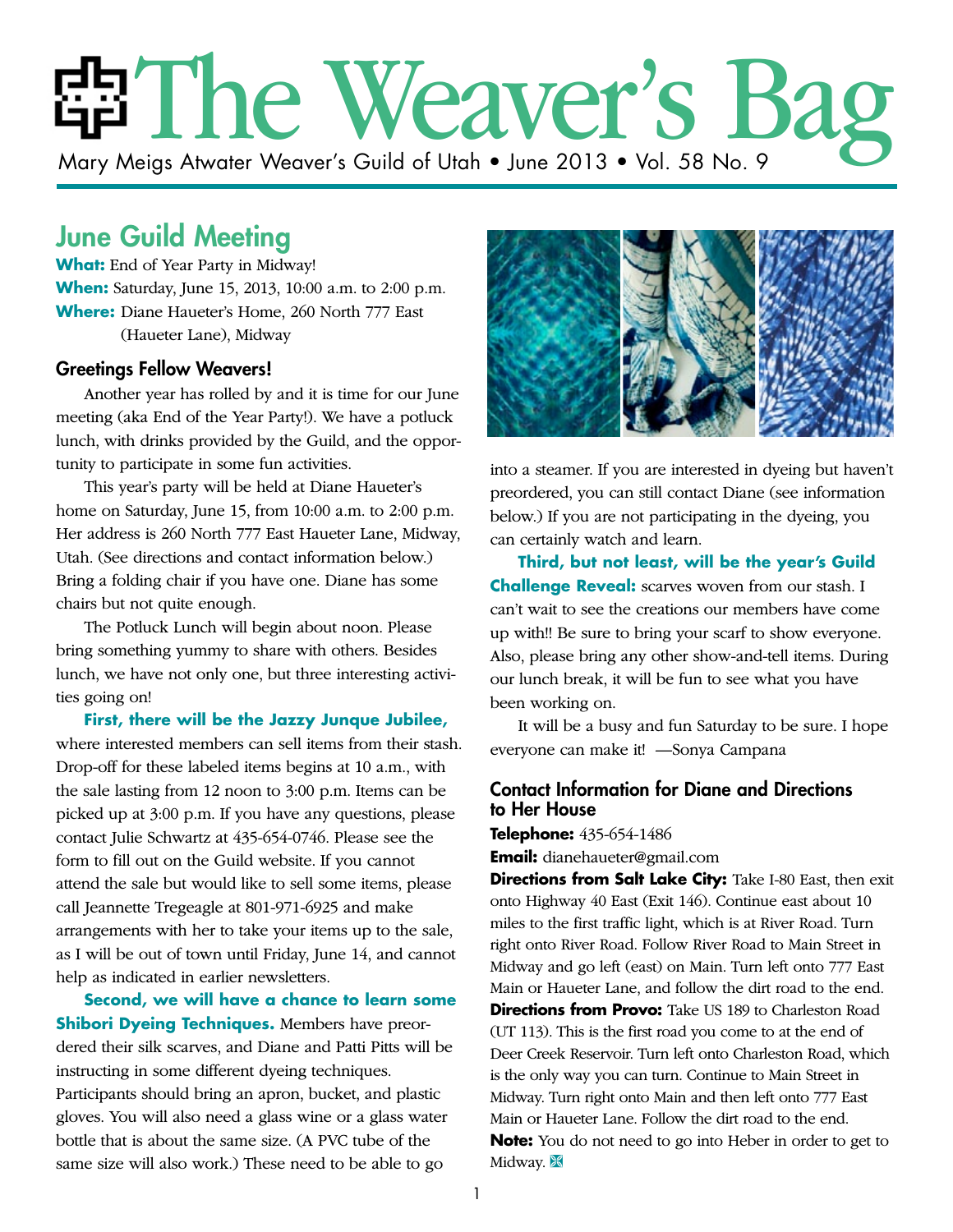# The Weaver's Bag

Mary Meigs Atwater Weaver's Guild of Utah • June 2013 • Vol. 58 No. 9

## June Guild Meeting

**What:** End of Year Party in Midway!
**When:** Saturday, June 15, 2013, 10:00 a.m. to 2:00 p.m.
**Where:** Diane Haueter's Home, 260 North 777 East (Haueter Lane), Midway

### Greetings Fellow Weavers!

Another year has rolled by and it is time for our June meeting (aka End of the Year Party!). We have a potluck lunch, with drinks provided by the Guild, and the opportunity to participate in some fun activities.

This year's party will be held at Diane Haueter's home on Saturday, June 15, from 10:00 a.m. to 2:00 p.m. Her address is 260 North 777 East Haueter Lane, Midway, Utah. (See directions and contact information below.) Bring a folding chair if you have one. Diane has some chairs but not quite enough.

The Potluck Lunch will begin about noon. Please bring something yummy to share with others. Besides lunch, we have not only one, but three interesting activities going on!

**First, there will be the Jazzy Junque Jubilee,** where interested members can sell items from their stash. Drop-off for these labeled items begins at 10 a.m., with the sale lasting from 12 noon to 3:00 p.m. Items can be picked up at 3:00 p.m. If you have any questions, please contact Julie Schwartz at 435-654-0746. Please see the form to fill out on the Guild website. If you cannot attend the sale but would like to sell some items, please call Jeannette Tregeagle at 801-971-6925 and make arrangements with her to take your items up to the sale, as I will be out of town until Friday, June 14, and cannot help as indicated in earlier newsletters.

**Second, we will have a chance to learn some Shibori Dyeing Techniques.** Members have preordered their silk scarves, and Diane and Patti Pitts will be instructing in some different dyeing techniques. Participants should bring an apron, bucket, and plastic gloves. You will also need a glass wine or a glass water bottle that is about the same size. (A PVC tube of the same size will also work.) These need to be able to go into a steamer. If you are interested in dyeing but haven't preordered, you can still contact Diane (see information below.) If you are not participating in the dyeing, you can certainly watch and learn.

**Third, but not least, will be the year's Guild Challenge Reveal:** scarves woven from our stash. I can't wait to see the creations our members have come up with!! Be sure to bring your scarf to show everyone. Also, please bring any other show-and-tell items. During our lunch break, it will be fun to see what you have been working on.

It will be a busy and fun Saturday to be sure. I hope everyone can make it! —Sonya Campana

### Contact Information for Diane and Directions to Her House

**Telephone:** 435-654-1486

**Email:** dianehaueter@gmail.com

**Directions from Salt Lake City:** Take I-80 East, then exit onto Highway 40 East (Exit 146). Continue east about 10 miles to the first traffic light, which is at River Road. Turn right onto River Road. Follow River Road to Main Street in Midway and go left (east) on Main. Turn left onto 777 East Main or Haueter Lane, and follow the dirt road to the end.

**Directions from Provo:** Take US 189 to Charleston Road (UT 113). This is the first road you come to at the end of Deer Creek Reservoir. Turn left onto Charleston Road, which is the only way you can turn. Continue to Main Street in Midway. Turn right onto Main and then left onto 777 East Main or Haueter Lane. Follow the dirt road to the end.

**Note:** You do not need to go into Heber in order to get to Midway.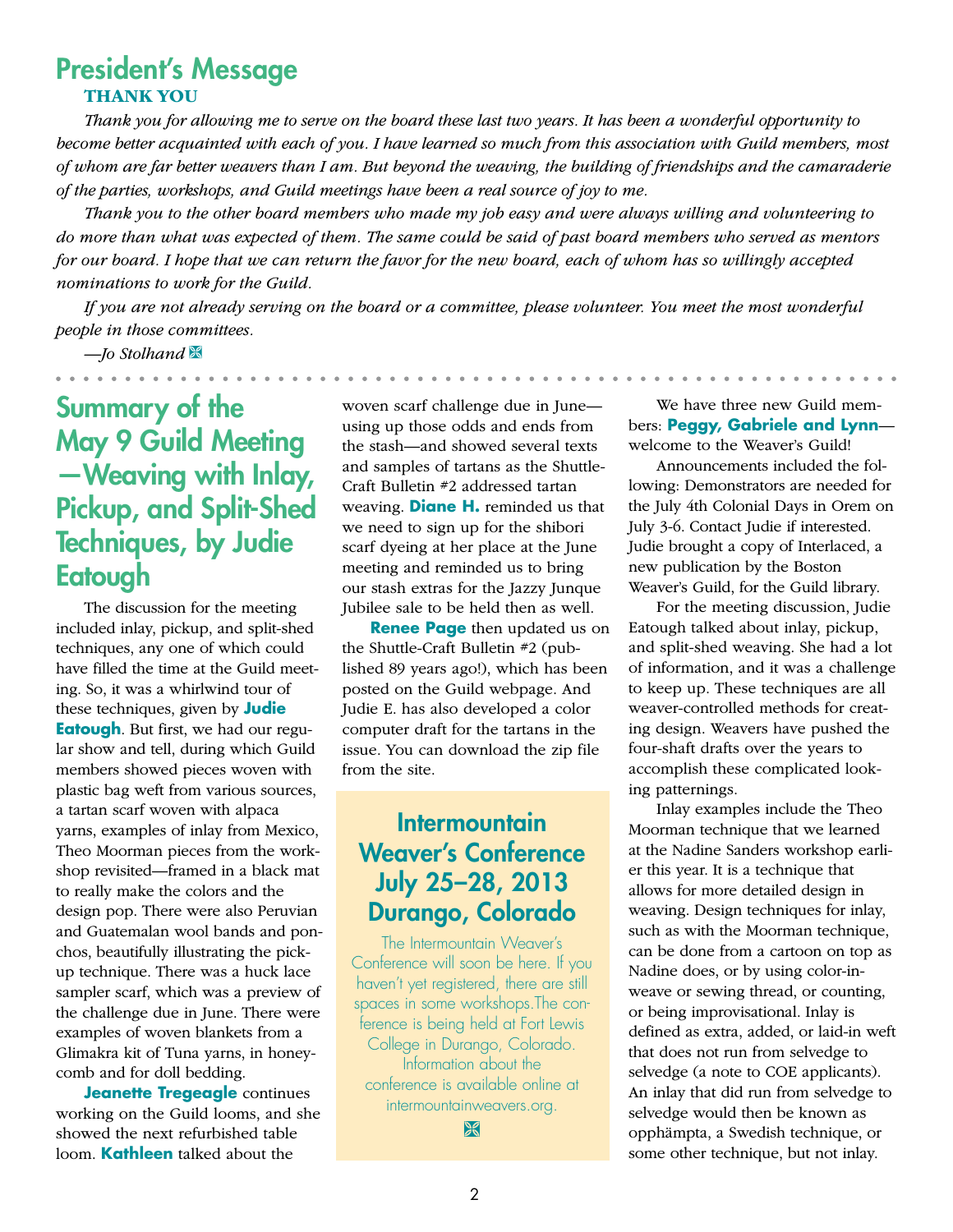## President's Message

### THANK YOU

*Thank you for allowing me to serve on the board these last two years. It has been a wonderful opportunity to become better acquainted with each of you. I have learned so much from this association with Guild members, most of whom are far better weavers than I am. But beyond the weaving, the building of friendships and the camaraderie of the parties, workshops, and Guild meetings have been a real source of joy to me.*

*Thank you to the other board members who made my job easy and were always willing and volunteering to do more than what was expected of them. The same could be said of past board members who served as mentors for our board. I hope that we can return the favor for the new board, each of whom has so willingly accepted nominations to work for the Guild.*

*If you are not already serving on the board or a committee, please volunteer. You meet the most wonderful people in those committees.*

*—Jo Stolhand*

## Summary of the May 9 Guild Meeting—Weaving with Inlay, Pickup, and Split-Shed Techniques, by Judie Eatough

The discussion for the meeting included inlay, pickup, and split-shed techniques, any one of which could have filled the time at the Guild meeting. So, it was a whirlwind tour of these techniques, given by **Judie Eatough**. But first, we had our regular show and tell, during which Guild members showed pieces woven with plastic bag weft from various sources, a tartan scarf woven with alpaca yarns, examples of inlay from Mexico, Theo Moorman pieces from the workshop revisited—framed in a black mat to really make the colors and the design pop. There were also Peruvian and Guatemalan wool bands and ponchos, beautifully illustrating the pickup technique. There was a huck lace sampler scarf, which was a preview of the challenge due in June. There were examples of woven blankets from a Glimakra kit of Tuna yarns, in honeycomb and for doll bedding.

**Jeanette Tregeagle** continues working on the Guild looms, and she showed the next refurbished table loom. **Kathleen** talked about the woven scarf challenge due in June—using up those odds and ends from the stash—and showed several texts and samples of tartans as the Shuttle-Craft Bulletin #2 addressed tartan weaving. **Diane H.** reminded us that we need to sign up for the shibori scarf dyeing at her place at the June meeting and reminded us to bring our stash extras for the Jazzy Junque Jubilee sale to be held then as well.

**Renee Page** then updated us on the Shuttle-Craft Bulletin #2 (published 89 years ago!), which has been posted on the Guild webpage. And Judie E. has also developed a color computer draft for the tartans in the issue. You can download the zip file from the site.

We have three new Guild members: **Peggy, Gabriele and Lynn**—welcome to the Weaver's Guild!

Announcements included the following: Demonstrators are needed for the July 4th Colonial Days in Orem on July 3-6. Contact Judie if interested. Judie brought a copy of Interlaced, a new publication by the Boston Weaver's Guild, for the Guild library.

For the meeting discussion, Judie Eatough talked about inlay, pickup, and split-shed weaving. She had a lot of information, and it was a challenge to keep up. These techniques are all weaver-controlled methods for creating design. Weavers have pushed the four-shaft drafts over the years to accomplish these complicated looking patternings.

Inlay examples include the Theo Moorman technique that we learned at the Nadine Sanders workshop earlier this year. It is a technique that allows for more detailed design in weaving. Design techniques for inlay, such as with the Moorman technique, can be done from a cartoon on top as Nadine does, or by using color-in-weave or sewing thread, or counting, or being improvisational. Inlay is defined as extra, added, or laid-in weft that does not run from selvedge to selvedge (a note to COE applicants). An inlay that did run from selvedge to selvedge would then be known as opphämpta, a Swedish technique, or some other technique, but not inlay.

## Intermountain Weaver's Conference July 25–28, 2013 Durango, Colorado

The Intermountain Weaver's Conference will soon be here. If you haven't yet registered, there are still spaces in some workshops.The conference is being held at Fort Lewis College in Durango, Colorado. Information about the conference is available online at intermountainweavers.org.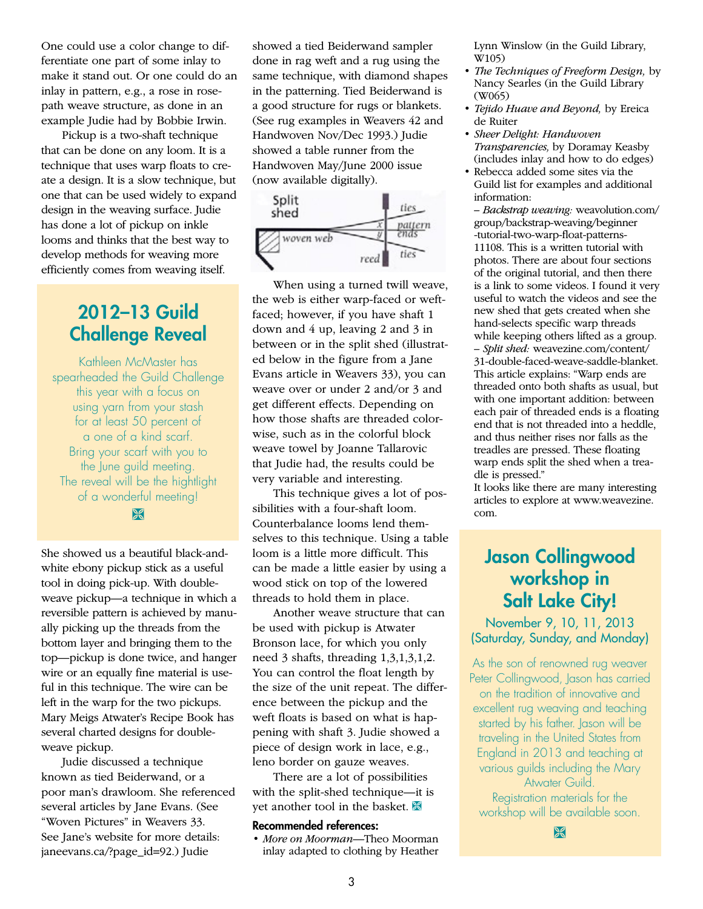One could use a color change to differentiate one part of some inlay to make it stand out. Or one could do an inlay in pattern, e.g., a rose in rosepath weave structure, as done in an example Judie had by Bobbie Irwin.

Pickup is a two-shaft technique that can be done on any loom. It is a technique that uses warp floats to create a design. It is a slow technique, but one that can be used widely to expand design in the weaving surface. Judie has done a lot of pickup on inkle looms and thinks that the best way to develop methods for weaving more efficiently comes from weaving itself.

## 2012–13 Guild Challenge Reveal

Kathleen McMaster has spearheaded the Guild Challenge this year with a focus on using yarn from your stash for at least 50 percent of a one of a kind scarf. Bring your scarf with you to the June guild meeting. The reveal will be the hightlight of a wonderful meeting!

She showed us a beautiful black-and-white ebony pickup stick as a useful tool in doing pick-up. With double-weave pickup—a technique in which a reversible pattern is achieved by manually picking up the threads from the bottom layer and bringing them to the top—pickup is done twice, and hanger wire or an equally fine material is useful in this technique. The wire can be left in the warp for the two pickups. Mary Meigs Atwater's Recipe Book has several charted designs for double-weave pickup.

Judie discussed a technique known as tied Beiderwand, or a poor man's drawloom. She referenced several articles by Jane Evans. (See "Woven Pictures" in Weavers 33. See Jane's website for more details: janeevans.ca/?page_id=92.) Judie showed a tied Beiderwand sampler done in rag weft and a rug using the same technique, with diamond shapes in the patterning. Tied Beiderwand is a good structure for rugs or blankets. (See rug examples in Weavers 42 and Handwoven Nov/Dec 1993.) Judie showed a table runner from the Handwoven May/June 2000 issue (now available digitally).

Split shed — woven web — reed — ties — pattern ends — ties — x — y

When using a turned twill weave, the web is either warp-faced or weft-faced; however, if you have shaft 1 down and 4 up, leaving 2 and 3 in between or in the split shed (illustrated below in the figure from a Jane Evans article in Weavers 33), you can weave over or under 2 and/or 3 and get different effects. Depending on how those shafts are threaded colorwise, such as in the colorful block weave towel by Joanne Tallarovic that Judie had, the results could be very variable and interesting.

This technique gives a lot of possibilities with a four-shaft loom. Counterbalance looms lend themselves to this technique. Using a table loom is a little more difficult. This can be made a little easier by using a wood stick on top of the lowered threads to hold them in place.

Another weave structure that can be used with pickup is Atwater Bronson lace, for which you only need 3 shafts, threading 1,3,1,3,1,2. You can control the float length by the size of the unit repeat. The difference between the pickup and the weft floats is based on what is happening with shaft 3. Judie showed a piece of design work in lace, e.g., leno border on gauze weaves.

There are a lot of possibilities with the split-shed technique—it is yet another tool in the basket.

**Recommended references:**

- *More on Moorman*—Theo Moorman inlay adapted to clothing by Heather Lynn Winslow (in the Guild Library, W105)
- *The Techniques of Freeform Design,* by Nancy Searles (in the Guild Library (W065)
- *Tejido Huave and Beyond,* by Ereica de Ruiter
- *Sheer Delight: Handwoven Transparencies,* by Doramay Keasby (includes inlay and how to do edges)
- Rebecca added some sites via the Guild list for examples and additional information:

– *Backstrap weaving:* weavolution.com/group/backstrap-weaving/beginner-tutorial-two-warp-float-patterns-11108. This is a written tutorial with photos. There are about four sections of the original tutorial, and then there is a link to some videos. I found it very useful to watch the videos and see the new shed that gets created when she hand-selects specific warp threads while keeping others lifted as a group.
– *Split shed:* weavezine.com/content/31-double-faced-weave-saddle-blanket. This article explains: "Warp ends are threaded onto both shafts as usual, but with one important addition: between each pair of threaded ends is a floating end that is not threaded into a heddle, and thus neither rises nor falls as the treadles are pressed. These floating warp ends split the shed when a treadle is pressed."
It looks like there are many interesting articles to explore at www.weavezine.com.

## Jason Collingwood workshop in Salt Lake City!

November 9, 10, 11, 2013
(Saturday, Sunday, and Monday)

As the son of renowned rug weaver Peter Collingwood, Jason has carried on the tradition of innovative and excellent rug weaving and teaching started by his father. Jason will be traveling in the United States from England in 2013 and teaching at various guilds including the Mary Atwater Guild.

Registration materials for the workshop will be available soon.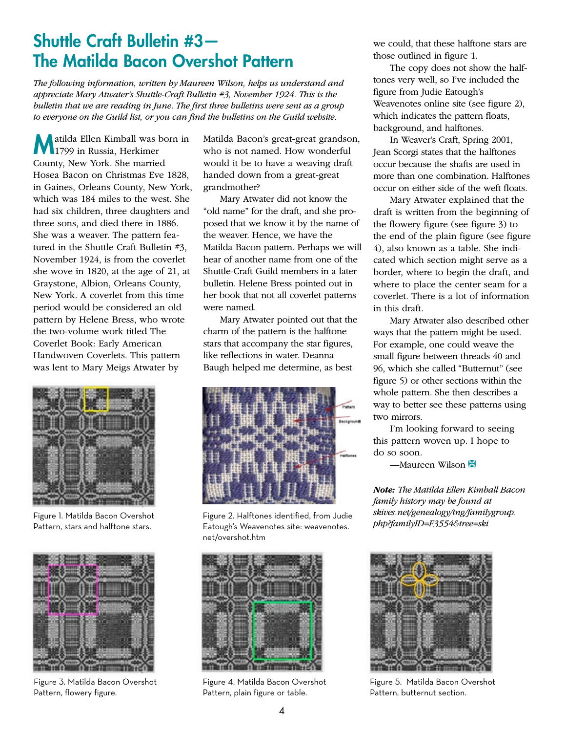# Shuttle Craft Bulletin #3— The Matilda Bacon Overshot Pattern

*The following information, written by Maureen Wilson, helps us understand and appreciate Mary Atwater's Shuttle-Craft Bulletin #3, November 1924. This is the bulletin that we are reading in June. The first three bulletins were sent as a group to everyone on the Guild list, or you can find the bulletins on the Guild website.*

Matilda Ellen Kimball was born in 1799 in Russia, Herkimer County, New York. She married Hosea Bacon on Christmas Eve 1828, in Gaines, Orleans County, New York, which was 184 miles to the west. She had six children, three daughters and three sons, and died there in 1886. She was a weaver. The pattern featured in the Shuttle Craft Bulletin #3, November 1924, is from the coverlet she wove in 1820, at the age of 21, at Graystone, Albion, Orleans County, New York. A coverlet from this time period would be considered an old pattern by Helene Bress, who wrote the two-volume work titled The Coverlet Book: Early American Handwoven Coverlets. This pattern was lent to Mary Meigs Atwater by Matilda Bacon's great-great grandson, who is not named. How wonderful would it be to have a weaving draft handed down from a great-great grandmother?

Mary Atwater did not know the "old name" for the draft, and she proposed that we know it by the name of the weaver. Hence, we have the Matilda Bacon pattern. Perhaps we will hear of another name from one of the Shuttle-Craft Guild members in a later bulletin. Helene Bress pointed out in her book that not all coverlet patterns were named.

Mary Atwater pointed out that the charm of the pattern is the halftone stars that accompany the star figures, like reflections in water. Deanna Baugh helped me determine, as best we could, that these halftone stars are those outlined in figure 1.

The copy does not show the halftones very well, so I've included the figure from Judie Eatough's Weavenotes online site (see figure 2), which indicates the pattern floats, background, and halftones.

In Weaver's Craft, Spring 2001, Jean Scorgi states that the halftones occur because the shafts are used in more than one combination. Halftones occur on either side of the weft floats.

Mary Atwater explained that the draft is written from the beginning of the flowery figure (see figure 3) to the end of the plain figure (see figure 4), also known as a table. She indicated which section might serve as a border, where to begin the draft, and where to place the center seam for a coverlet. There is a lot of information in this draft.

Mary Atwater also described other ways that the pattern might be used. For example, one could weave the small figure between threads 40 and 96, which she called "Butternut" (see figure 5) or other sections within the whole pattern. She then describes a way to better see these patterns using two mirrors.

I'm looking forward to seeing this pattern woven up. I hope to do so soon.

—Maureen Wilson

***Note:*** *The Matilda Ellen Kimball Bacon family history may be found at skives.net/genealogy/tng/familygroup.php?familyID=F3554&tree=ski*

Figure 1. Matilda Bacon Overshot Pattern, stars and halftone stars.

Figure 2. Halftones identified, from Judie Eatough's Weavenotes site: weavenotes.net/overshot.htm

Figure 3. Matilda Bacon Overshot Pattern, flowery figure.

Figure 4. Matilda Bacon Overshot Pattern, plain figure or table.

Figure 5. Matilda Bacon Overshot Pattern, butternut section.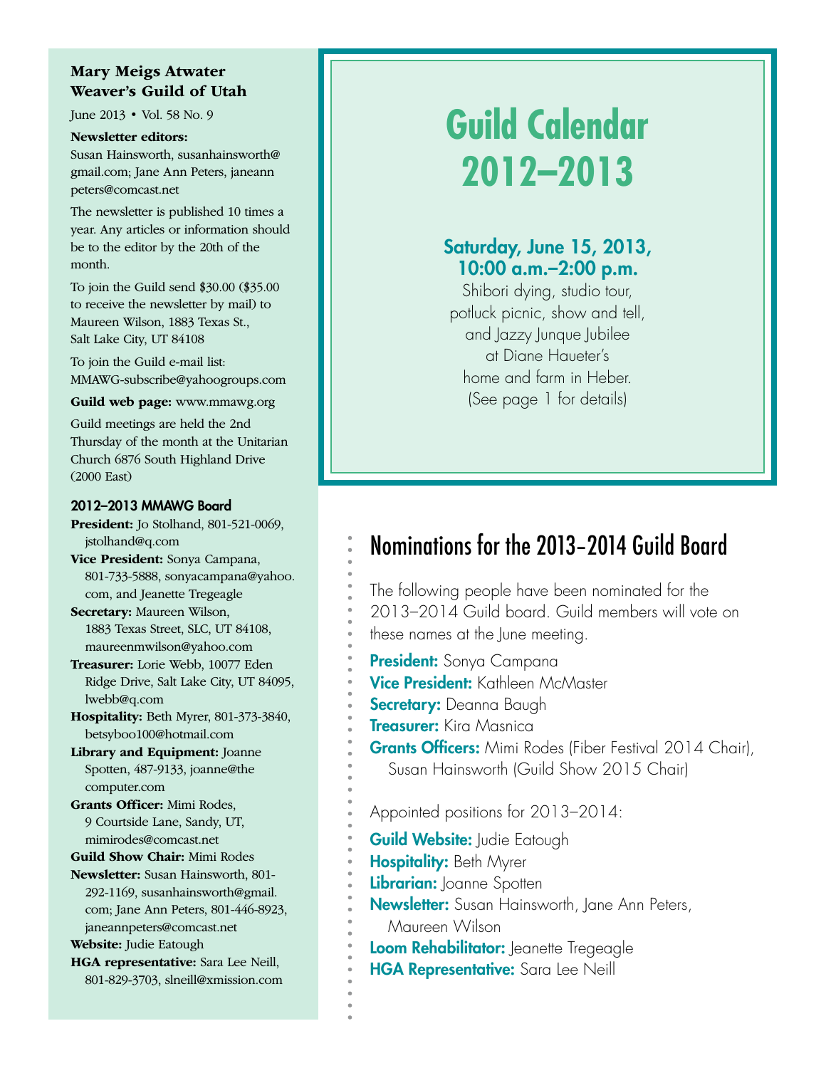**Mary Meigs Atwater Weaver's Guild of Utah**

June 2013 • Vol. 58 No. 9

**Newsletter editors:**
Susan Hainsworth, susanhainsworth@gmail.com; Jane Ann Peters, janeannpeters@comcast.net

The newsletter is published 10 times a year. Any articles or information should be to the editor by the 20th of the month.

To join the Guild send $30.00 ($35.00 to receive the newsletter by mail) to Maureen Wilson, 1883 Texas St., Salt Lake City, UT 84108

To join the Guild e-mail list: MMAWG-subscribe@yahoogroups.com

**Guild web page:** www.mmawg.org

Guild meetings are held the 2nd Thursday of the month at the Unitarian Church 6876 South Highland Drive (2000 East)

### 2012–2013 MMAWG Board

**President:** Jo Stolhand, 801-521-0069, jstolhand@q.com

**Vice President:** Sonya Campana, 801-733-5888, sonyacampana@yahoo.com, and Jeanette Tregeagle

**Secretary:** Maureen Wilson, 1883 Texas Street, SLC, UT 84108, maureenmwilson@yahoo.com

**Treasurer:** Lorie Webb, 10077 Eden Ridge Drive, Salt Lake City, UT 84095, lwebb@q.com

**Hospitality:** Beth Myrer, 801-373-3840, betsyboo100@hotmail.com

**Library and Equipment:** Joanne Spotten, 487-9133, joanne@thecomputer.com

**Grants Officer:** Mimi Rodes, 9 Courtside Lane, Sandy, UT, mimirodes@comcast.net

**Guild Show Chair:** Mimi Rodes

**Newsletter:** Susan Hainsworth, 801-292-1169, susanhainsworth@gmail.com; Jane Ann Peters, 801-446-8923, janeannpeters@comcast.net

**Website:** Judie Eatough

**HGA representative:** Sara Lee Neill, 801-829-3703, slneill@xmission.com

# Guild Calendar 2012–2013

**Saturday, June 15, 2013, 10:00 a.m.–2:00 p.m.**

Shibori dying, studio tour, potluck picnic, show and tell, and Jazzy Junque Jubilee at Diane Haueter's home and farm in Heber. (See page 1 for details)

## Nominations for the 2013-2014 Guild Board

The following people have been nominated for the 2013–2014 Guild board. Guild members will vote on these names at the June meeting.

**President:** Sonya Campana
**Vice President:** Kathleen McMaster
**Secretary:** Deanna Baugh
**Treasurer:** Kira Masnica
**Grants Officers:** Mimi Rodes (Fiber Festival 2014 Chair), Susan Hainsworth (Guild Show 2015 Chair)

Appointed positions for 2013–2014:

**Guild Website:** Judie Eatough
**Hospitality:** Beth Myrer
**Librarian:** Joanne Spotten
**Newsletter:** Susan Hainsworth, Jane Ann Peters, Maureen Wilson
**Loom Rehabilitator:** Jeanette Tregeagle
**HGA Representative:** Sara Lee Neill